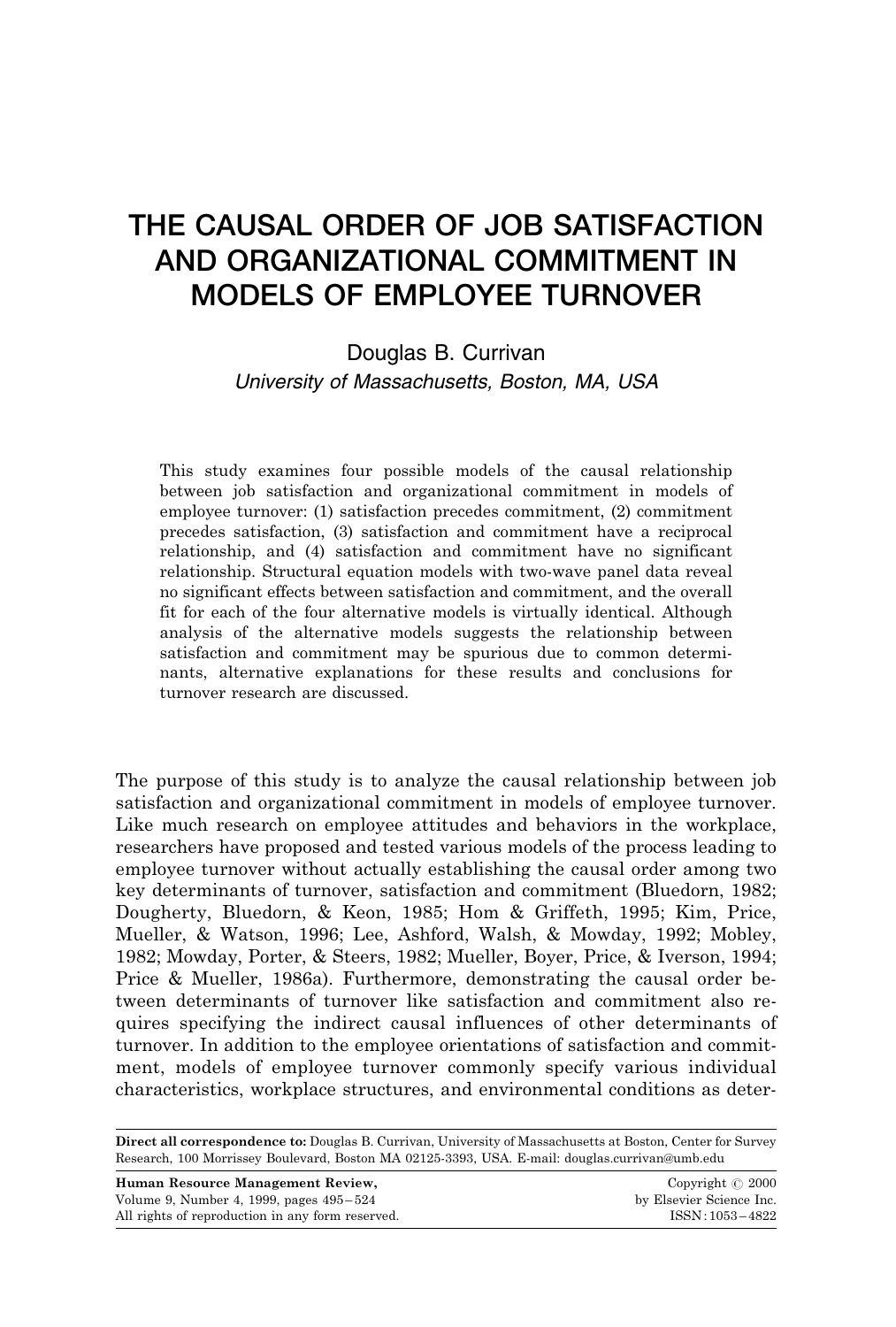# THE CAUSAL ORDER OF JOB SATISFACTION AND ORGANIZATIONAL COMMITMENT IN MODELS OF EMPLOYEE TURNOVER

Douglas B. Currivan

*University of Massachusetts, Boston, MA, USA*

This study examines four possible models of the causal relationship between job satisfaction and organizational commitment in models of employee turnover: (1) satisfaction precedes commitment, (2) commitment precedes satisfaction, (3) satisfaction and commitment have a reciprocal relationship, and (4) satisfaction and commitment have no significant relationship. Structural equation models with two-wave panel data reveal no significant effects between satisfaction and commitment, and the overall fit for each of the four alternative models is virtually identical. Although analysis of the alternative models suggests the relationship between satisfaction and commitment may be spurious due to common determinants, alternative explanations for these results and conclusions for turnover research are discussed.

The purpose of this study is to analyze the causal relationship between job satisfaction and organizational commitment in models of employee turnover. Like much research on employee attitudes and behaviors in the workplace, researchers have proposed and tested various models of the process leading to employee turnover without actually establishing the causal order among two key determinants of turnover, satisfaction and commitment (Bluedorn, 1982; Dougherty, Bluedorn, & Keon, 1985; Hom & Griffeth, 1995; Kim, Price, Mueller, & Watson, 1996; Lee, Ashford, Walsh, & Mowday, 1992; Mobley, 1982; Mowday, Porter, & Steers, 1982; Mueller, Boyer, Price, & Iverson, 1994; Price & Mueller, 1986a). Furthermore, demonstrating the causal order between determinants of turnover like satisfaction and commitment also requires specifying the indirect causal influences of other determinants of turnover. In addition to the employee orientations of satisfaction and commitment, models of employee turnover commonly specify various individual characteristics, workplace structures, and environmental conditions as deter-

**Direct all correspondence to:** Douglas B. Currivan, University of Massachusetts at Boston, Center for Survey Research, 100 Morrissey Boulevard, Boston MA 02125-3393, USA. E-mail: douglas.currivan@umb.edu

**Human Resource Management Review,** Volume 9, Number 4, 1999, pages 495–524. All rights of reproduction in any form reserved. Copyright © 2000 by Elsevier Science Inc. ISSN: 1053–4822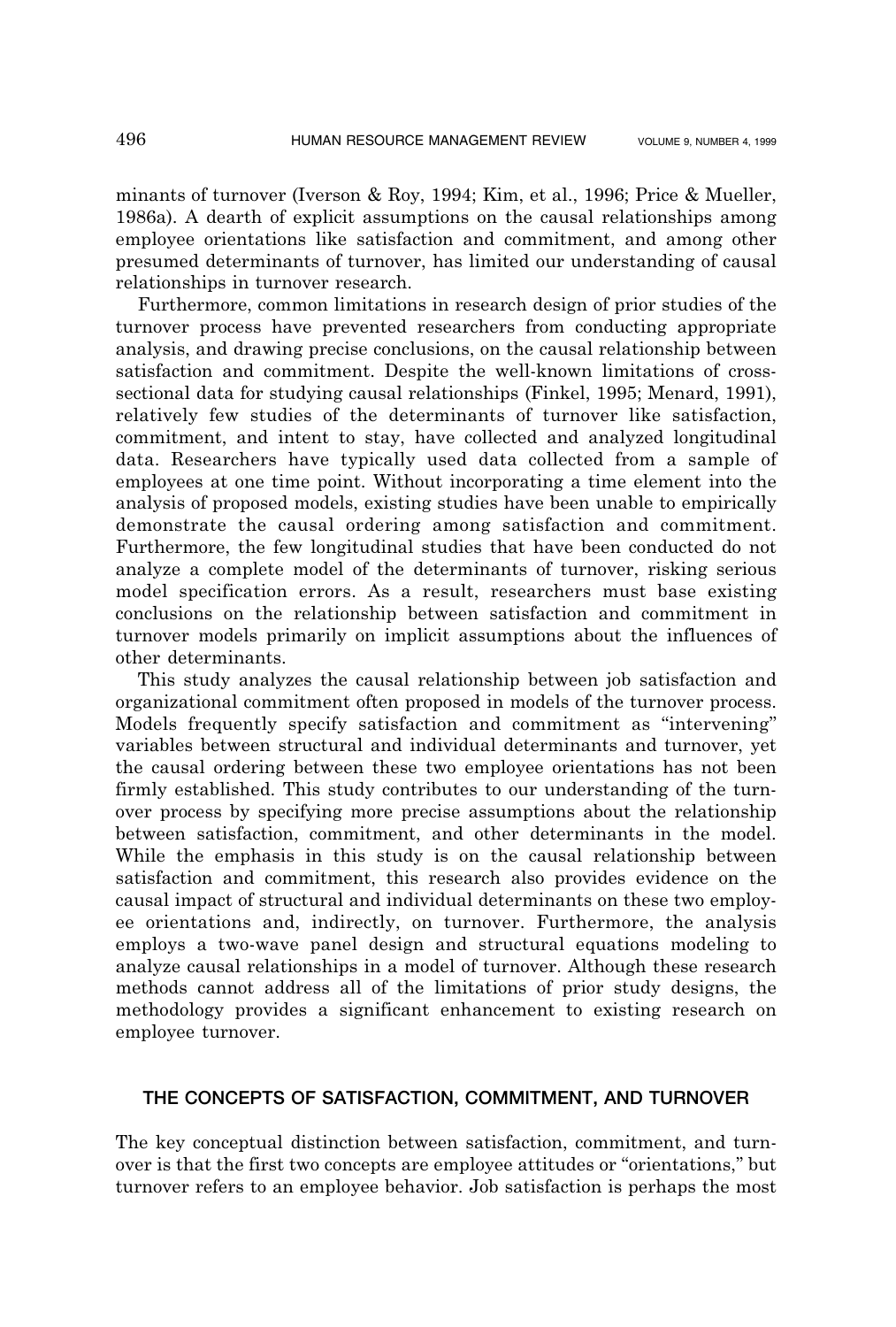minants of turnover (Iverson & Roy, 1994; Kim, et al., 1996; Price & Mueller, 1986a). A dearth of explicit assumptions on the causal relationships among employee orientations like satisfaction and commitment, and among other presumed determinants of turnover, has limited our understanding of causal relationships in turnover research.

Furthermore, common limitations in research design of prior studies of the turnover process have prevented researchers from conducting appropriate analysis, and drawing precise conclusions, on the causal relationship between satisfaction and commitment. Despite the well-known limitations of cross-sectional data for studying causal relationships (Finkel, 1995; Menard, 1991), relatively few studies of the determinants of turnover like satisfaction, commitment, and intent to stay, have collected and analyzed longitudinal data. Researchers have typically used data collected from a sample of employees at one time point. Without incorporating a time element into the analysis of proposed models, existing studies have been unable to empirically demonstrate the causal ordering among satisfaction and commitment. Furthermore, the few longitudinal studies that have been conducted do not analyze a complete model of the determinants of turnover, risking serious model specification errors. As a result, researchers must base existing conclusions on the relationship between satisfaction and commitment in turnover models primarily on implicit assumptions about the influences of other determinants.

This study analyzes the causal relationship between job satisfaction and organizational commitment often proposed in models of the turnover process. Models frequently specify satisfaction and commitment as "intervening" variables between structural and individual determinants and turnover, yet the causal ordering between these two employee orientations has not been firmly established. This study contributes to our understanding of the turnover process by specifying more precise assumptions about the relationship between satisfaction, commitment, and other determinants in the model. While the emphasis in this study is on the causal relationship between satisfaction and commitment, this research also provides evidence on the causal impact of structural and individual determinants on these two employee orientations and, indirectly, on turnover. Furthermore, the analysis employs a two-wave panel design and structural equations modeling to analyze causal relationships in a model of turnover. Although these research methods cannot address all of the limitations of prior study designs, the methodology provides a significant enhancement to existing research on employee turnover.

## THE CONCEPTS OF SATISFACTION, COMMITMENT, AND TURNOVER

The key conceptual distinction between satisfaction, commitment, and turnover is that the first two concepts are employee attitudes or "orientations," but turnover refers to an employee behavior. Job satisfaction is perhaps the most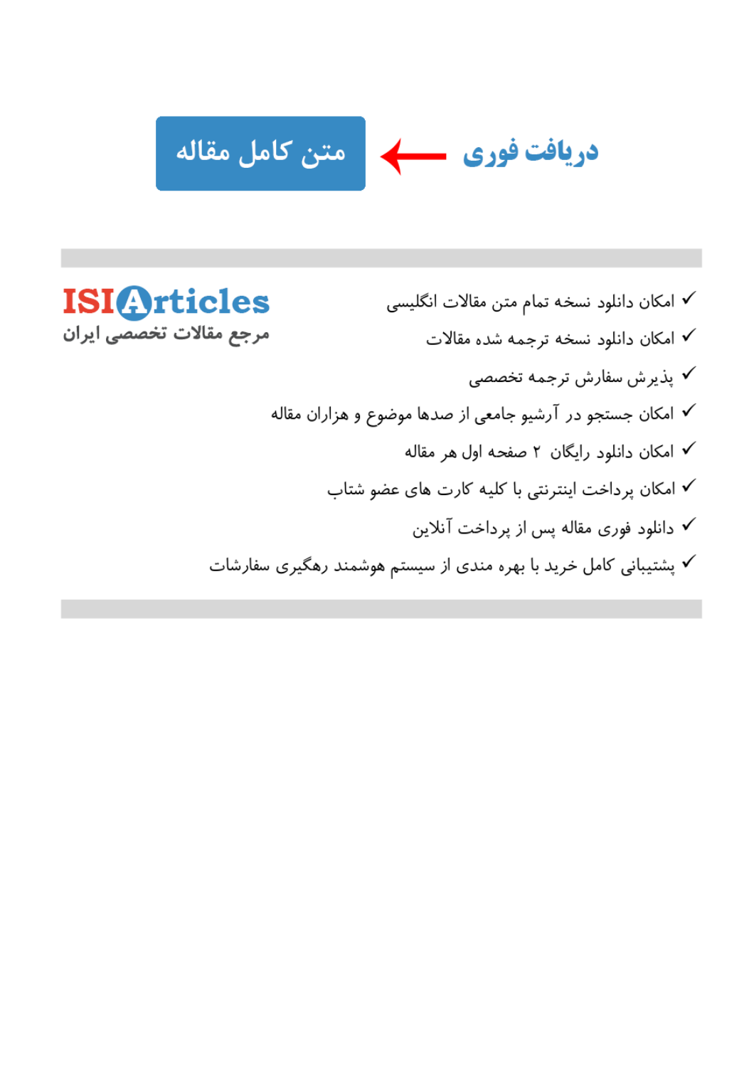دریافت فوری ← متن کامل مقاله

ISIArticles
مرجع مقالات تخصصی ایران

- ✓ امکان دانلود نسخه تمام متن مقالات انگلیسی
- ✓ امکان دانلود نسخه ترجمه شده مقالات
- ✓ پذیرش سفارش ترجمه تخصصی
- ✓ امکان جستجو در آرشیو جامعی از صدها موضوع و هزاران مقاله
- ✓ امکان دانلود رایگان ۲ صفحه اول هر مقاله
- ✓ امکان پرداخت اینترنتی با کلیه کارت های عضو شتاب
- ✓ دانلود فوری مقاله پس از پرداخت آنلاین
- ✓ پشتیبانی کامل خرید با بهره مندی از سیستم هوشمند رهگیری سفارشات